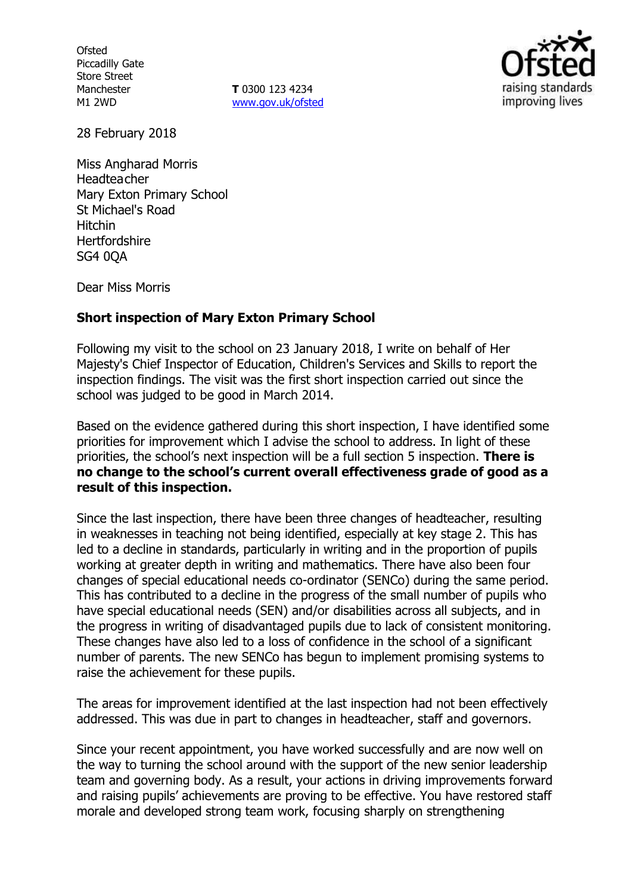Ofsted
Piccadilly Gate
Store Street
Manchester
M1 2WD

**T** 0300 123 4234
www.gov.uk/ofsted

28 February 2018

Miss Angharad Morris
Headteacher
Mary Exton Primary School
St Michael's Road
Hitchin
Hertfordshire
SG4 0QA

Dear Miss Morris

**Short inspection of Mary Exton Primary School**

Following my visit to the school on 23 January 2018, I write on behalf of Her Majesty's Chief Inspector of Education, Children's Services and Skills to report the inspection findings. The visit was the first short inspection carried out since the school was judged to be good in March 2014.

Based on the evidence gathered during this short inspection, I have identified some priorities for improvement which I advise the school to address. In light of these priorities, the school's next inspection will be a full section 5 inspection. **There is no change to the school's current overall effectiveness grade of good as a result of this inspection.**

Since the last inspection, there have been three changes of headteacher, resulting in weaknesses in teaching not being identified, especially at key stage 2. This has led to a decline in standards, particularly in writing and in the proportion of pupils working at greater depth in writing and mathematics. There have also been four changes of special educational needs co-ordinator (SENCo) during the same period. This has contributed to a decline in the progress of the small number of pupils who have special educational needs (SEN) and/or disabilities across all subjects, and in the progress in writing of disadvantaged pupils due to lack of consistent monitoring. These changes have also led to a loss of confidence in the school of a significant number of parents. The new SENCo has begun to implement promising systems to raise the achievement for these pupils.

The areas for improvement identified at the last inspection had not been effectively addressed. This was due in part to changes in headteacher, staff and governors.

Since your recent appointment, you have worked successfully and are now well on the way to turning the school around with the support of the new senior leadership team and governing body. As a result, your actions in driving improvements forward and raising pupils' achievements are proving to be effective. You have restored staff morale and developed strong team work, focusing sharply on strengthening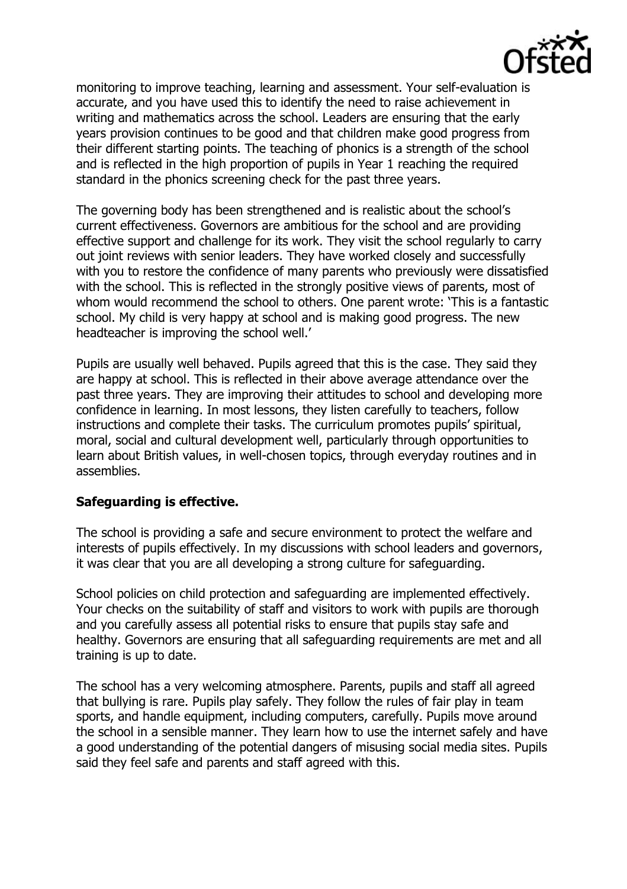monitoring to improve teaching, learning and assessment. Your self-evaluation is accurate, and you have used this to identify the need to raise achievement in writing and mathematics across the school. Leaders are ensuring that the early years provision continues to be good and that children make good progress from their different starting points. The teaching of phonics is a strength of the school and is reflected in the high proportion of pupils in Year 1 reaching the required standard in the phonics screening check for the past three years.

The governing body has been strengthened and is realistic about the school's current effectiveness. Governors are ambitious for the school and are providing effective support and challenge for its work. They visit the school regularly to carry out joint reviews with senior leaders. They have worked closely and successfully with you to restore the confidence of many parents who previously were dissatisfied with the school. This is reflected in the strongly positive views of parents, most of whom would recommend the school to others. One parent wrote: 'This is a fantastic school. My child is very happy at school and is making good progress. The new headteacher is improving the school well.'

Pupils are usually well behaved. Pupils agreed that this is the case. They said they are happy at school. This is reflected in their above average attendance over the past three years. They are improving their attitudes to school and developing more confidence in learning. In most lessons, they listen carefully to teachers, follow instructions and complete their tasks. The curriculum promotes pupils' spiritual, moral, social and cultural development well, particularly through opportunities to learn about British values, in well-chosen topics, through everyday routines and in assemblies.

**Safeguarding is effective.**

The school is providing a safe and secure environment to protect the welfare and interests of pupils effectively. In my discussions with school leaders and governors, it was clear that you are all developing a strong culture for safeguarding.

School policies on child protection and safeguarding are implemented effectively. Your checks on the suitability of staff and visitors to work with pupils are thorough and you carefully assess all potential risks to ensure that pupils stay safe and healthy. Governors are ensuring that all safeguarding requirements are met and all training is up to date.

The school has a very welcoming atmosphere. Parents, pupils and staff all agreed that bullying is rare. Pupils play safely. They follow the rules of fair play in team sports, and handle equipment, including computers, carefully. Pupils move around the school in a sensible manner. They learn how to use the internet safely and have a good understanding of the potential dangers of misusing social media sites. Pupils said they feel safe and parents and staff agreed with this.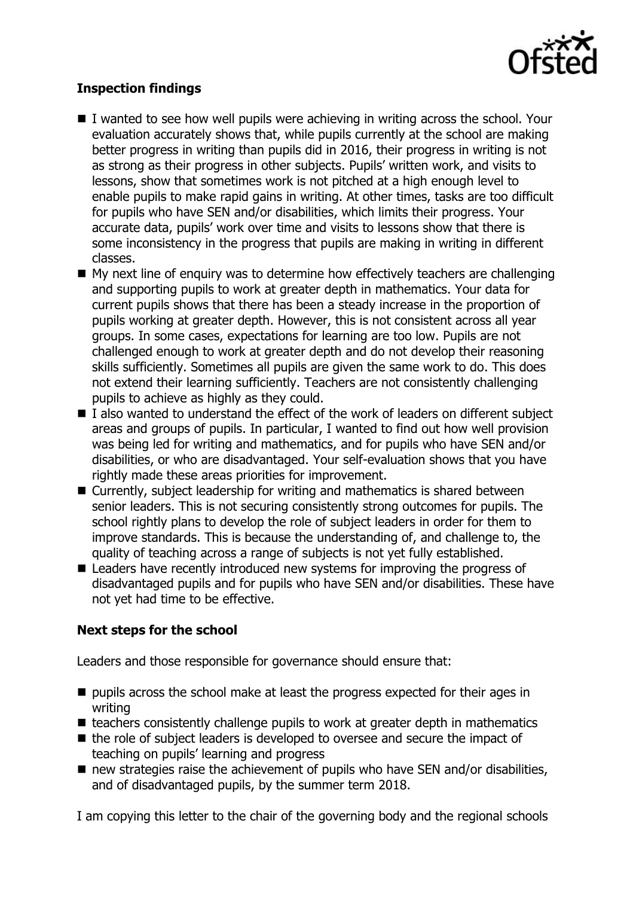**Inspection findings**

- I wanted to see how well pupils were achieving in writing across the school. Your evaluation accurately shows that, while pupils currently at the school are making better progress in writing than pupils did in 2016, their progress in writing is not as strong as their progress in other subjects. Pupils' written work, and visits to lessons, show that sometimes work is not pitched at a high enough level to enable pupils to make rapid gains in writing. At other times, tasks are too difficult for pupils who have SEN and/or disabilities, which limits their progress. Your accurate data, pupils' work over time and visits to lessons show that there is some inconsistency in the progress that pupils are making in writing in different classes.
- My next line of enquiry was to determine how effectively teachers are challenging and supporting pupils to work at greater depth in mathematics. Your data for current pupils shows that there has been a steady increase in the proportion of pupils working at greater depth. However, this is not consistent across all year groups. In some cases, expectations for learning are too low. Pupils are not challenged enough to work at greater depth and do not develop their reasoning skills sufficiently. Sometimes all pupils are given the same work to do. This does not extend their learning sufficiently. Teachers are not consistently challenging pupils to achieve as highly as they could.
- I also wanted to understand the effect of the work of leaders on different subject areas and groups of pupils. In particular, I wanted to find out how well provision was being led for writing and mathematics, and for pupils who have SEN and/or disabilities, or who are disadvantaged. Your self-evaluation shows that you have rightly made these areas priorities for improvement.
- Currently, subject leadership for writing and mathematics is shared between senior leaders. This is not securing consistently strong outcomes for pupils. The school rightly plans to develop the role of subject leaders in order for them to improve standards. This is because the understanding of, and challenge to, the quality of teaching across a range of subjects is not yet fully established.
- Leaders have recently introduced new systems for improving the progress of disadvantaged pupils and for pupils who have SEN and/or disabilities. These have not yet had time to be effective.

**Next steps for the school**

Leaders and those responsible for governance should ensure that:

- pupils across the school make at least the progress expected for their ages in writing
- teachers consistently challenge pupils to work at greater depth in mathematics
- the role of subject leaders is developed to oversee and secure the impact of teaching on pupils' learning and progress
- new strategies raise the achievement of pupils who have SEN and/or disabilities, and of disadvantaged pupils, by the summer term 2018.

I am copying this letter to the chair of the governing body and the regional schools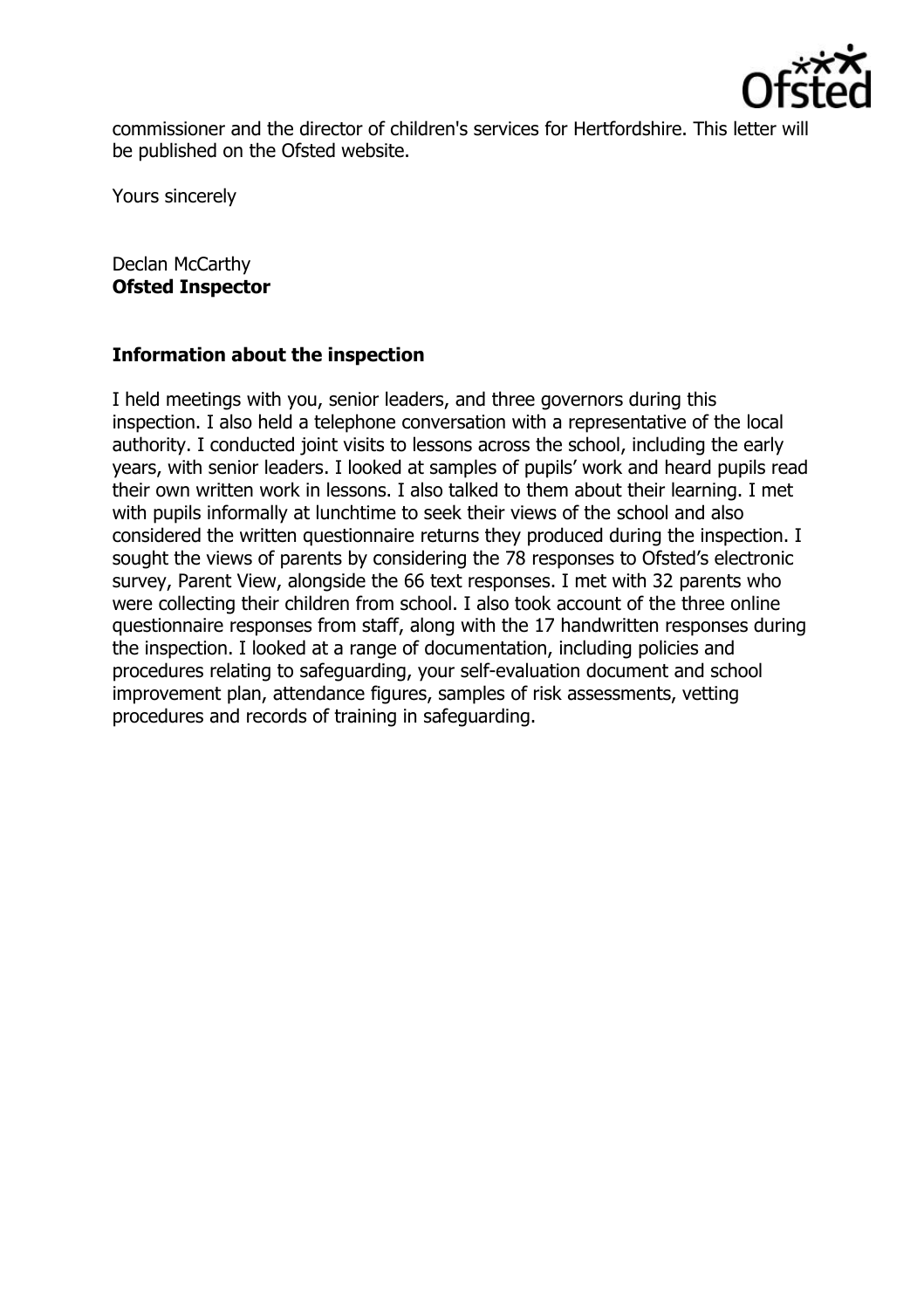commissioner and the director of children's services for Hertfordshire. This letter will be published on the Ofsted website.

Yours sincerely

Declan McCarthy
**Ofsted Inspector**

## Information about the inspection

I held meetings with you, senior leaders, and three governors during this inspection. I also held a telephone conversation with a representative of the local authority. I conducted joint visits to lessons across the school, including the early years, with senior leaders. I looked at samples of pupils' work and heard pupils read their own written work in lessons. I also talked to them about their learning. I met with pupils informally at lunchtime to seek their views of the school and also considered the written questionnaire returns they produced during the inspection. I sought the views of parents by considering the 78 responses to Ofsted's electronic survey, Parent View, alongside the 66 text responses. I met with 32 parents who were collecting their children from school. I also took account of the three online questionnaire responses from staff, along with the 17 handwritten responses during the inspection. I looked at a range of documentation, including policies and procedures relating to safeguarding, your self-evaluation document and school improvement plan, attendance figures, samples of risk assessments, vetting procedures and records of training in safeguarding.